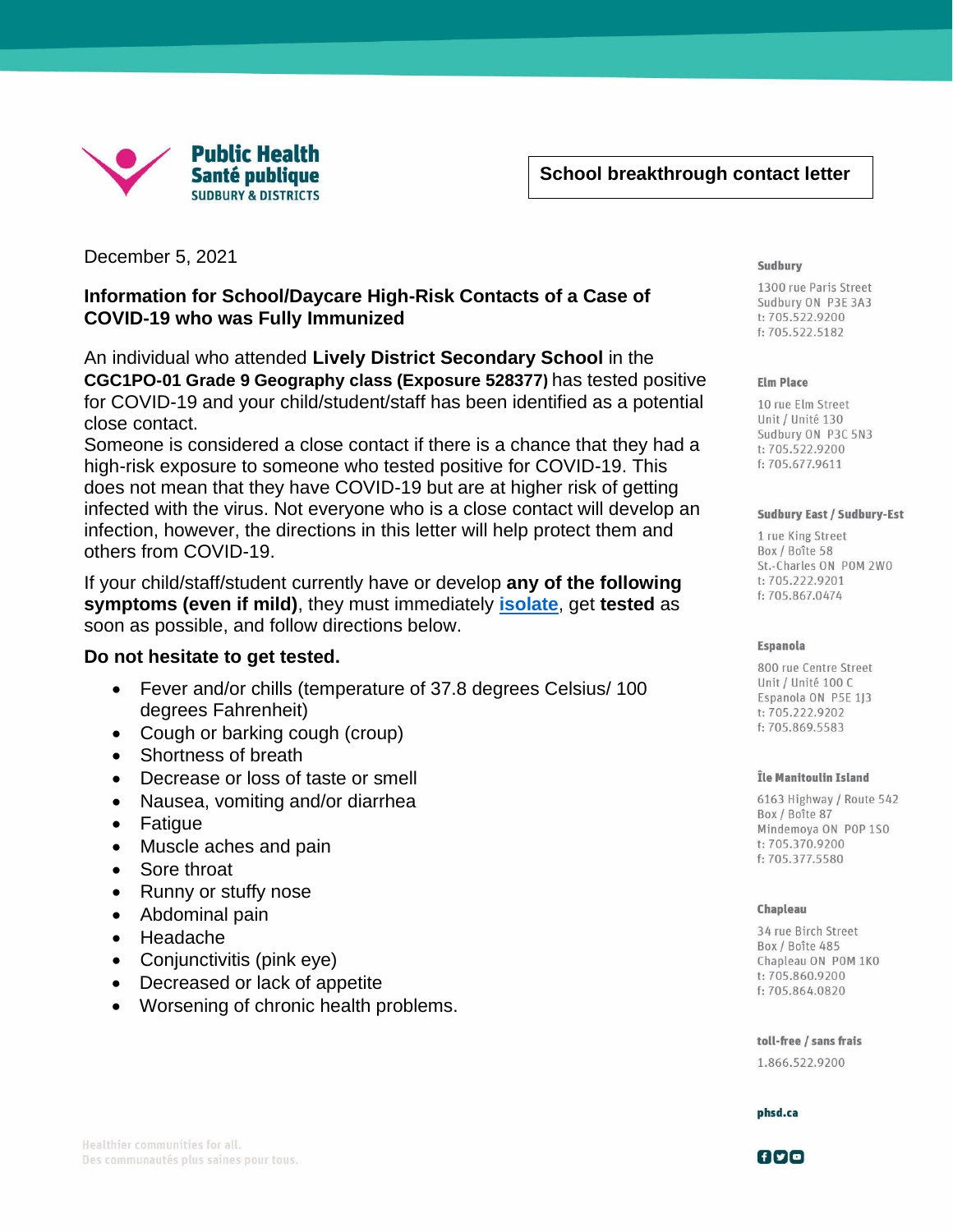Public Health
Santé publique
SUDBURY & DISTRICTS

**School breakthrough contact letter**

**Sudbury**
1300 rue Paris Street
Sudbury ON P3E 3A3
t: 705.522.9200
f: 705.522.5182

**Elm Place**
10 rue Elm Street
Unit / Unité 130
Sudbury ON P3C 5N3
t: 705.522.9200
f: 705.677.9611

**Sudbury East / Sudbury-Est**
1 rue King Street
Box / Boîte 58
St.-Charles ON P0M 2W0
t: 705.222.9201
f: 705.867.0474

**Espanola**
800 rue Centre Street
Unit / Unité 100 C
Espanola ON P5E 1J3
t: 705.222.9202
f: 705.869.5583

**Île Manitoulin Island**
6163 Highway / Route 542
Box / Boîte 87
Mindemoya ON P0P 1S0
t: 705.370.9200
f: 705.377.5580

**Chapleau**
34 rue Birch Street
Box / Boîte 485
Chapleau ON P0M 1K0
t: 705.860.9200
f: 705.864.0820

**toll-free / sans frais**
1.866.522.9200

**phsd.ca**

December 5, 2021

**Information for School/Daycare High-Risk Contacts of a Case of COVID-19 who was Fully Immunized**

An individual who attended **Lively District Secondary School** in the **CGC1PO-01 Grade 9 Geography class (Exposure 528377)** has tested positive for COVID-19 and your child/student/staff has been identified as a potential close contact.
Someone is considered a close contact if there is a chance that they had a high-risk exposure to someone who tested positive for COVID-19. This does not mean that they have COVID-19 but are at higher risk of getting infected with the virus. Not everyone who is a close contact will develop an infection, however, the directions in this letter will help protect them and others from COVID-19.

If your child/staff/student currently have or develop **any of the following symptoms (even if mild)**, they must immediately **isolate**, get **tested** as soon as possible, and follow directions below.

**Do not hesitate to get tested.**

- Fever and/or chills (temperature of 37.8 degrees Celsius/ 100 degrees Fahrenheit)
- Cough or barking cough (croup)
- Shortness of breath
- Decrease or loss of taste or smell
- Nausea, vomiting and/or diarrhea
- Fatigue
- Muscle aches and pain
- Sore throat
- Runny or stuffy nose
- Abdominal pain
- Headache
- Conjunctivitis (pink eye)
- Decreased or lack of appetite
- Worsening of chronic health problems.

Healthier communities for all.
Des communautés plus saines pour tous.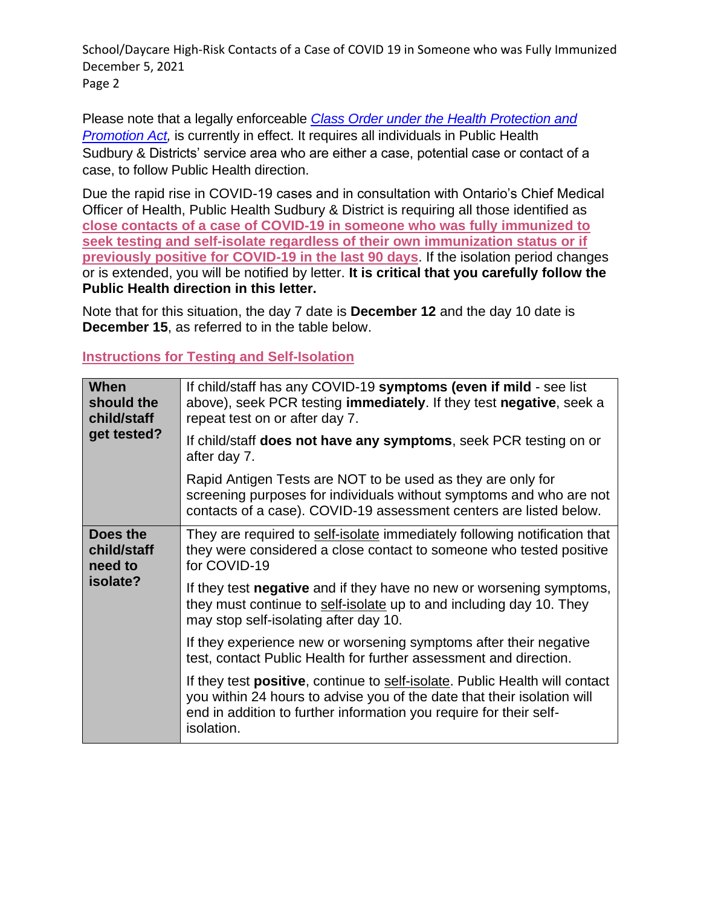Please note that a legally enforceable *Class Order under the Health Protection and Promotion Act*, is currently in effect. It requires all individuals in Public Health Sudbury & Districts' service area who are either a case, potential case or contact of a case, to follow Public Health direction.

Due the rapid rise in COVID-19 cases and in consultation with Ontario's Chief Medical Officer of Health, Public Health Sudbury & District is requiring all those identified as **close contacts of a case of COVID-19 in someone who was fully immunized to seek testing and self-isolate regardless of their own immunization status or if previously positive for COVID-19 in the last 90 days**. If the isolation period changes or is extended, you will be notified by letter. **It is critical that you carefully follow the Public Health direction in this letter.**

Note that for this situation, the day 7 date is **December 12** and the day 10 date is **December 15**, as referred to in the table below.

## Instructions for Testing and Self-Isolation

| | |
|---|---|
| **When should the child/staff get tested?** | If child/staff has any COVID-19 **symptoms (even if mild** - see list above), seek PCR testing **immediately**. If they test **negative**, seek a repeat test on or after day 7.<br><br>If child/staff **does not have any symptoms**, seek PCR testing on or after day 7.<br><br>Rapid Antigen Tests are NOT to be used as they are only for screening purposes for individuals without symptoms and who are not contacts of a case). COVID-19 assessment centers are listed below. |
| **Does the child/staff need to isolate?** | They are required to self-isolate immediately following notification that they were considered a close contact to someone who tested positive for COVID-19<br><br>If they test **negative** and if they have no new or worsening symptoms, they must continue to self-isolate up to and including day 10. They may stop self-isolating after day 10.<br><br>If they experience new or worsening symptoms after their negative test, contact Public Health for further assessment and direction.<br><br>If they test **positive**, continue to self-isolate. Public Health will contact you within 24 hours to advise you of the date that their isolation will end in addition to further information you require for their self-isolation. |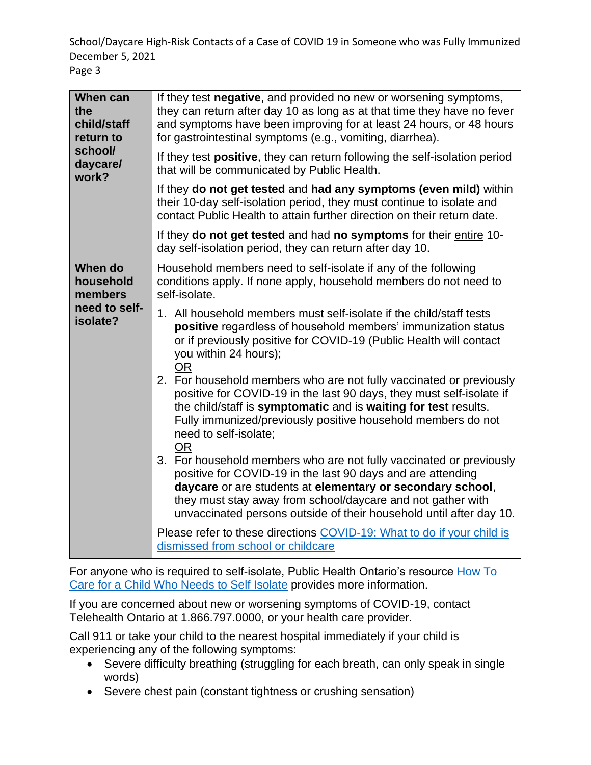| | |
|---|---|
| **When can the child/staff return to school/ daycare/ work?** | If they test **negative**, and provided no new or worsening symptoms, they can return after day 10 as long as at that time they have no fever and symptoms have been improving for at least 24 hours, or 48 hours for gastrointestinal symptoms (e.g., vomiting, diarrhea).<br><br>If they test **positive**, they can return following the self-isolation period that will be communicated by Public Health.<br><br>If they **do not get tested** and **had any symptoms (even mild)** within their 10-day self-isolation period, they must continue to isolate and contact Public Health to attain further direction on their return date.<br><br>If they **do not get tested** and had **no symptoms** for their entire 10-day self-isolation period, they can return after day 10. |
| **When do household members need to self-isolate?** | Household members need to self-isolate if any of the following conditions apply. If none apply, household members do not need to self-isolate.<br><br>1. All household members must self-isolate if the child/staff tests **positive** regardless of household members' immunization status or if previously positive for COVID-19 (Public Health will contact you within 24 hours);<br>OR<br>2. For household members who are not fully vaccinated or previously positive for COVID-19 in the last 90 days, they must self-isolate if the child/staff is **symptomatic** and is **waiting for test** results. Fully immunized/previously positive household members do not need to self-isolate;<br>OR<br>3. For household members who are not fully vaccinated or previously positive for COVID-19 in the last 90 days and are attending **daycare** or are students at **elementary or secondary school**, they must stay away from school/daycare and not gather with unvaccinated persons outside of their household until after day 10.<br><br>Please refer to these directions COVID-19: What to do if your child is dismissed from school or childcare |

For anyone who is required to self-isolate, Public Health Ontario's resource How To Care for a Child Who Needs to Self Isolate provides more information.

If you are concerned about new or worsening symptoms of COVID-19, contact Telehealth Ontario at 1.866.797.0000, or your health care provider.

Call 911 or take your child to the nearest hospital immediately if your child is experiencing any of the following symptoms:

- Severe difficulty breathing (struggling for each breath, can only speak in single words)
- Severe chest pain (constant tightness or crushing sensation)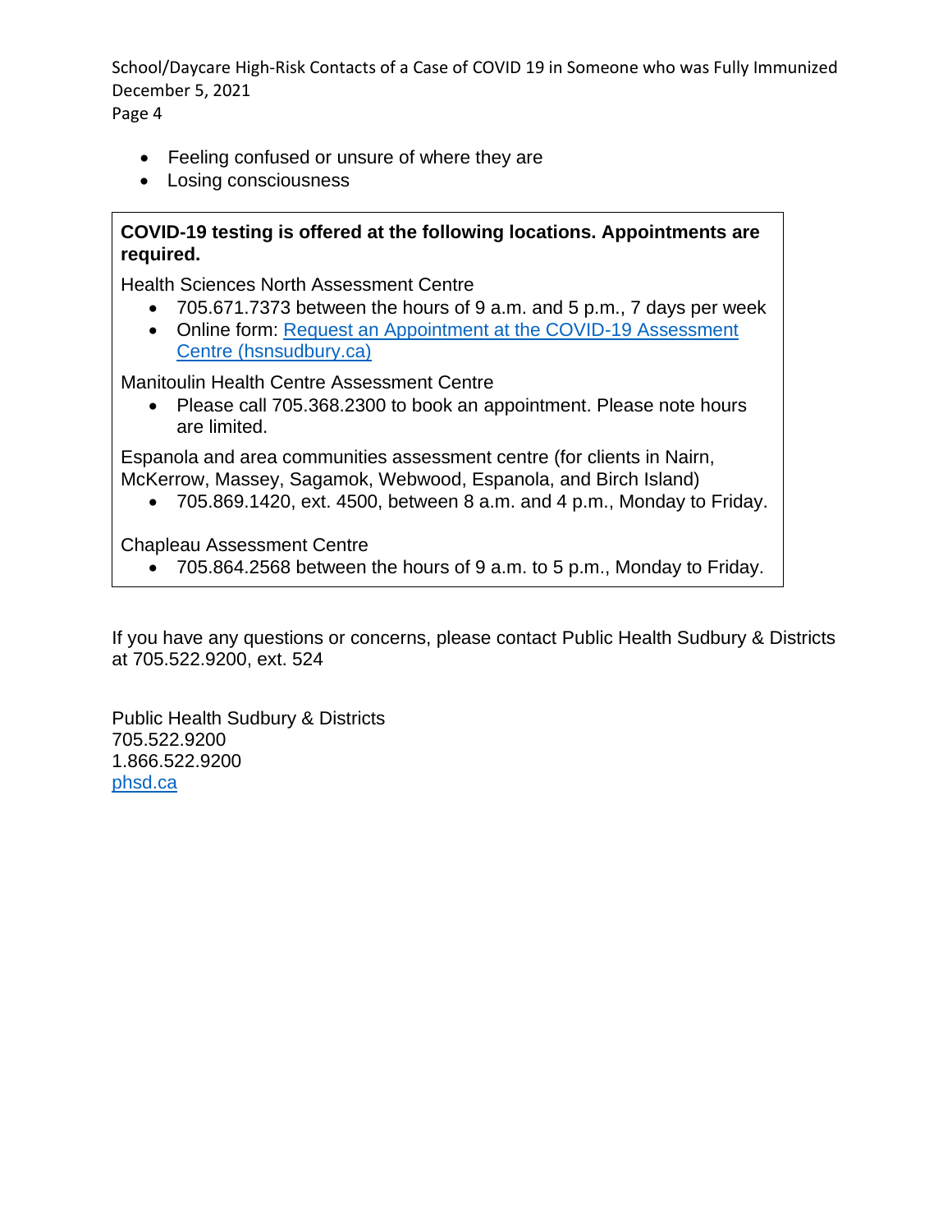- Feeling confused or unsure of where they are
- Losing consciousness

**COVID-19 testing is offered at the following locations. Appointments are required.**

Health Sciences North Assessment Centre

- 705.671.7373 between the hours of 9 a.m. and 5 p.m., 7 days per week
- Online form: [Request an Appointment at the COVID-19 Assessment Centre (hsnsudbury.ca)](https://hsnsudbury.ca)

Manitoulin Health Centre Assessment Centre

- Please call 705.368.2300 to book an appointment. Please note hours are limited.

Espanola and area communities assessment centre (for clients in Nairn, McKerrow, Massey, Sagamok, Webwood, Espanola, and Birch Island)

- 705.869.1420, ext. 4500, between 8 a.m. and 4 p.m., Monday to Friday.

Chapleau Assessment Centre

- 705.864.2568 between the hours of 9 a.m. to 5 p.m., Monday to Friday.

If you have any questions or concerns, please contact Public Health Sudbury & Districts at 705.522.9200, ext. 524

Public Health Sudbury & Districts
705.522.9200
1.866.522.9200
[phsd.ca](https://phsd.ca)